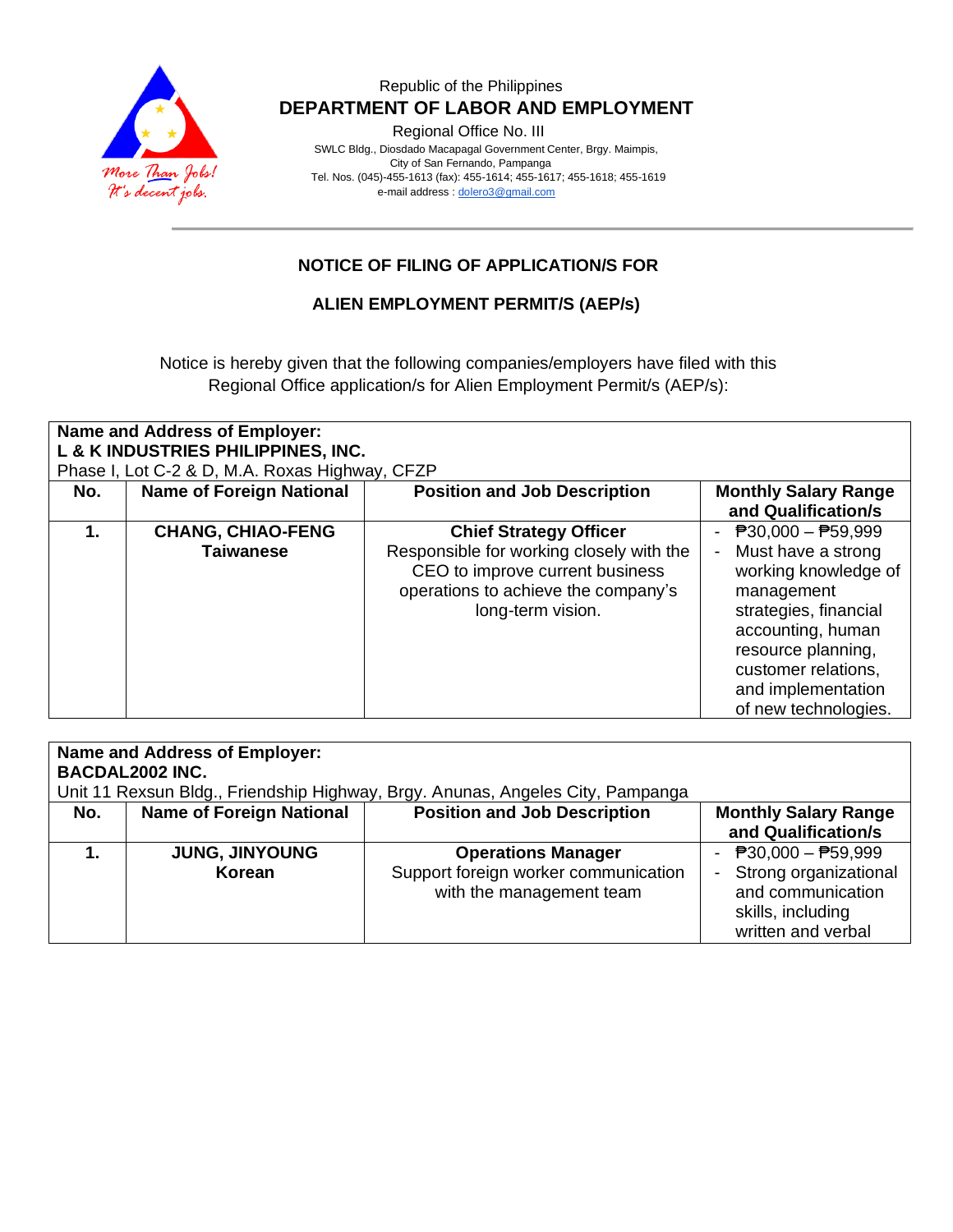Republic of the Philippines

**DEPARTMENT OF LABOR AND EMPLOYMENT**

Regional Office No. III

SWLC Bldg., Diosdado Macapagal Government Center, Brgy. Maimpis,
City of San Fernando, Pampanga
Tel. Nos. (045)-455-1613 (fax): 455-1614; 455-1617; 455-1618; 455-1619
e-mail address : dolero3@gmail.com

## NOTICE OF FILING OF APPLICATION/S FOR

## ALIEN EMPLOYMENT PERMIT/S (AEP/s)

Notice is hereby given that the following companies/employers have filed with this Regional Office application/s for Alien Employment Permit/s (AEP/s):

| **Name and Address of Employer:**<br>**L & K INDUSTRIES PHILIPPINES, INC.**<br>Phase I, Lot C-2 & D, M.A. Roxas Highway, CFZP | | | |
|---|---|---|---|
| **No.** | **Name of Foreign National** | **Position and Job Description** | **Monthly Salary Range and Qualification/s** |
| **1.** | **CHANG, CHIAO-FENG**<br>**Taiwanese** | **Chief Strategy Officer**<br>Responsible for working closely with the CEO to improve current business operations to achieve the company's long-term vision. | - ₱30,000 – ₱59,999<br>- Must have a strong working knowledge of management strategies, financial accounting, human resource planning, customer relations, and implementation of new technologies. |

| **Name and Address of Employer:**<br>**BACDAL2002 INC.**<br>Unit 11 Rexsun Bldg., Friendship Highway, Brgy. Anunas, Angeles City, Pampanga | | | |
|---|---|---|---|
| **No.** | **Name of Foreign National** | **Position and Job Description** | **Monthly Salary Range and Qualification/s** |
| **1.** | **JUNG, JINYOUNG**<br>**Korean** | **Operations Manager**<br>Support foreign worker communication with the management team | - ₱30,000 – ₱59,999<br>- Strong organizational and communication skills, including written and verbal |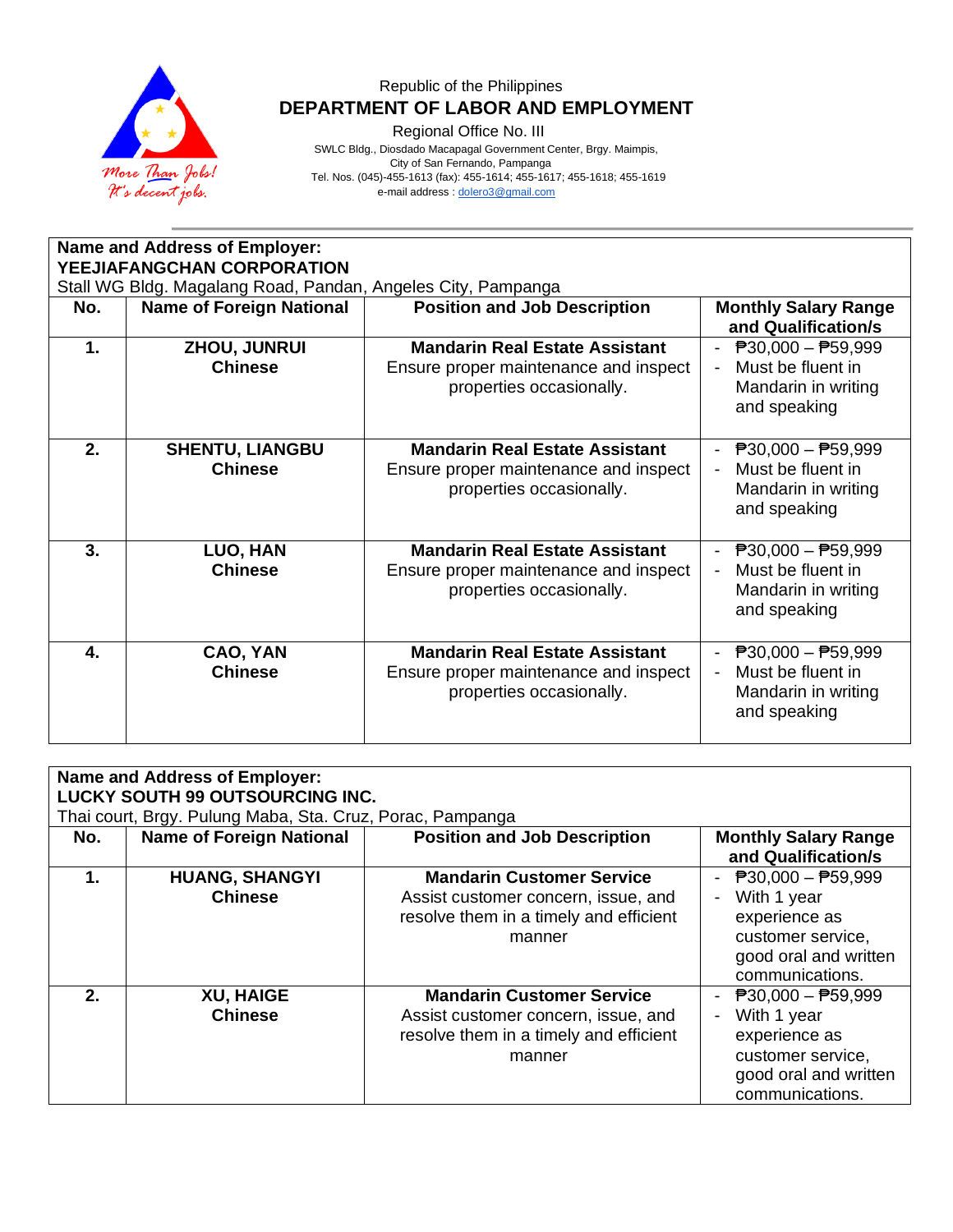Republic of the Philippines

**DEPARTMENT OF LABOR AND EMPLOYMENT**

Regional Office No. III

SWLC Bldg., Diosdado Macapagal Government Center, Brgy. Maimpis,
City of San Fernando, Pampanga
Tel. Nos. (045)-455-1613 (fax): 455-1614; 455-1617; 455-1618; 455-1619
e-mail address : dolero3@gmail.com

**Name and Address of Employer:**
**YEEJIAFANGCHAN CORPORATION**
Stall WG Bldg. Magalang Road, Pandan, Angeles City, Pampanga

| No. | Name of Foreign National | Position and Job Description | Monthly Salary Range and Qualification/s |
|---|---|---|---|
| **1.** | **ZHOU, JUNRUI** **Chinese** | **Mandarin Real Estate Assistant** Ensure proper maintenance and inspect properties occasionally. | - ₱30,000 – ₱59,999 - Must be fluent in Mandarin in writing and speaking |
| **2.** | **SHENTU, LIANGBU** **Chinese** | **Mandarin Real Estate Assistant** Ensure proper maintenance and inspect properties occasionally. | - ₱30,000 – ₱59,999 - Must be fluent in Mandarin in writing and speaking |
| **3.** | **LUO, HAN** **Chinese** | **Mandarin Real Estate Assistant** Ensure proper maintenance and inspect properties occasionally. | - ₱30,000 – ₱59,999 - Must be fluent in Mandarin in writing and speaking |
| **4.** | **CAO, YAN** **Chinese** | **Mandarin Real Estate Assistant** Ensure proper maintenance and inspect properties occasionally. | - ₱30,000 – ₱59,999 - Must be fluent in Mandarin in writing and speaking |

**Name and Address of Employer:**
**LUCKY SOUTH 99 OUTSOURCING INC.**
Thai court, Brgy. Pulung Maba, Sta. Cruz, Porac, Pampanga

| No. | Name of Foreign National | Position and Job Description | Monthly Salary Range and Qualification/s |
|---|---|---|---|
| **1.** | **HUANG, SHANGYI** **Chinese** | **Mandarin Customer Service** Assist customer concern, issue, and resolve them in a timely and efficient manner | - ₱30,000 – ₱59,999 - With 1 year experience as customer service, good oral and written communications. |
| **2.** | **XU, HAIGE** **Chinese** | **Mandarin Customer Service** Assist customer concern, issue, and resolve them in a timely and efficient manner | - ₱30,000 – ₱59,999 - With 1 year experience as customer service, good oral and written communications. |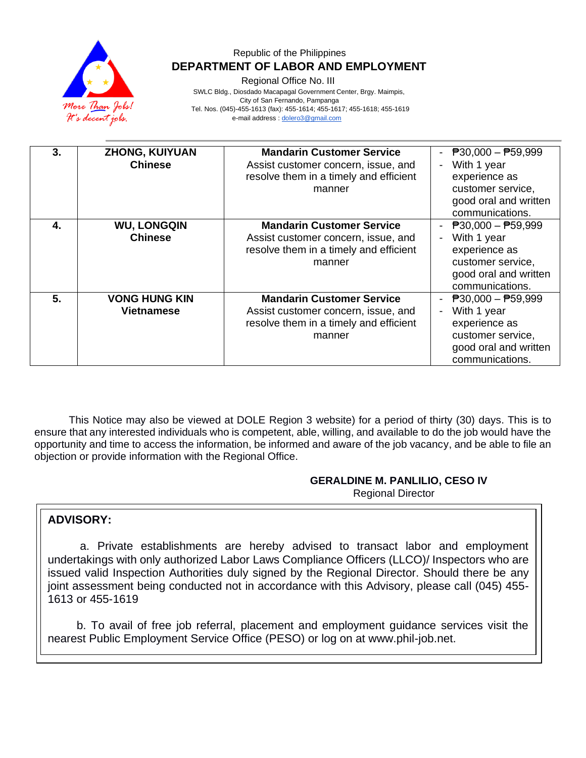Republic of the Philippines

**DEPARTMENT OF LABOR AND EMPLOYMENT**

Regional Office No. III

SWLC Bldg., Diosdado Macapagal Government Center, Brgy. Maimpis,
City of San Fernando, Pampanga
Tel. Nos. (045)-455-1613 (fax): 455-1614; 455-1617; 455-1618; 455-1619
e-mail address : dolero3@gmail.com

| | | | |
|---|---|---|---|
| **3.** | **ZHONG, KUIYUAN**<br>**Chinese** | **Mandarin Customer Service**<br>Assist customer concern, issue, and resolve them in a timely and efficient manner | - ₱30,000 – ₱59,999<br>- With 1 year experience as customer service, good oral and written communications. |
| **4.** | **WU, LONGQIN**<br>**Chinese** | **Mandarin Customer Service**<br>Assist customer concern, issue, and resolve them in a timely and efficient manner | - ₱30,000 – ₱59,999<br>- With 1 year experience as customer service, good oral and written communications. |
| **5.** | **VONG HUNG KIN**<br>**Vietnamese** | **Mandarin Customer Service**<br>Assist customer concern, issue, and resolve them in a timely and efficient manner | - ₱30,000 – ₱59,999<br>- With 1 year experience as customer service, good oral and written communications. |

This Notice may also be viewed at DOLE Region 3 website) for a period of thirty (30) days. This is to ensure that any interested individuals who is competent, able, willing, and available to do the job would have the opportunity and time to access the information, be informed and aware of the job vacancy, and be able to file an objection or provide information with the Regional Office.

**GERALDINE M. PANLILIO, CESO IV**
Regional Director

**ADVISORY:**

a. Private establishments are hereby advised to transact labor and employment undertakings with only authorized Labor Laws Compliance Officers (LLCO)/ Inspectors who are issued valid Inspection Authorities duly signed by the Regional Director. Should there be any joint assessment being conducted not in accordance with this Advisory, please call (045) 455-1613 or 455-1619

b. To avail of free job referral, placement and employment guidance services visit the nearest Public Employment Service Office (PESO) or log on at www.phil-job.net.